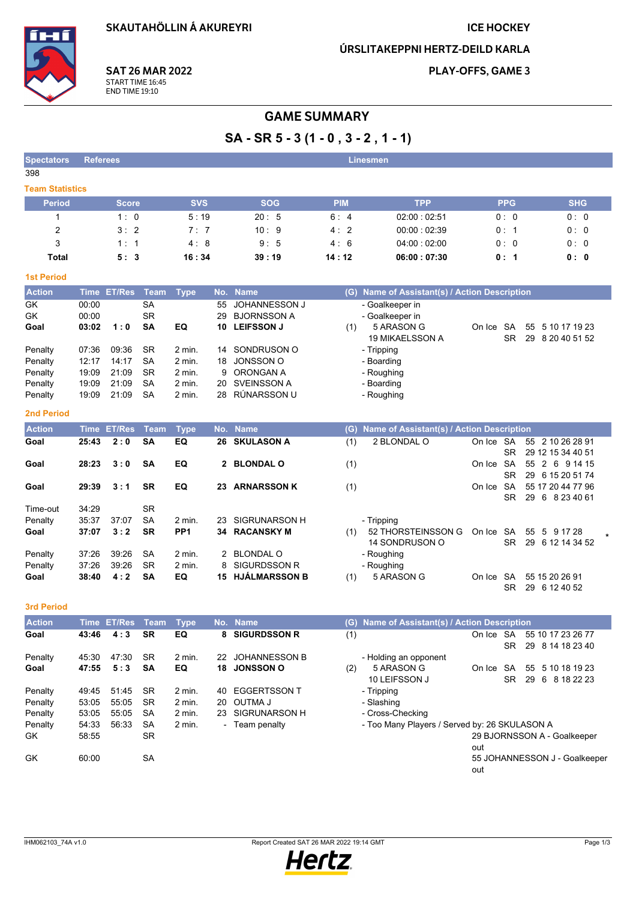SKAUTAHÖLLIN Á AKUREYRI

ICE HOCKEY

ÚRSLITAKEPPNI HERTZ-DEILD KARLA

**SAT 26 MAR 2022**
START TIME 16:45
END TIME 19:10

PLAY-OFFS, GAME 3

# GAME SUMMARY

## SA - SR 5 - 3 (1 - 0 , 3 - 2 , 1 - 1)

| Spectators | Referees | Linesmen |
|---|---|---|
| 398 | | |

### Team Statistics

| Period | Score | SVS | SOG | PIM | TPP | PPG | SHG |
|---|---|---|---|---|---|---|---|
| 1 | 1 : 0 | 5 : 19 | 20 : 5 | 6 : 4 | 02:00 : 02:51 | 0 : 0 | 0 : 0 |
| 2 | 3 : 2 | 7 : 7 | 10 : 9 | 4 : 2 | 00:00 : 02:39 | 0 : 1 | 0 : 0 |
| 3 | 1 : 1 | 4 : 8 | 9 : 5 | 4 : 6 | 04:00 : 02:00 | 0 : 0 | 0 : 0 |
| **Total** | **5 : 3** | **16 : 34** | **39 : 19** | **14 : 12** | **06:00 : 07:30** | **0 : 1** | **0 : 0** |

### 1st Period

| Action | Time | ET/Res | Team | Type | No. | Name | (G) | Name of Assistant(s) / Action Description | On Ice | | |
|---|---|---|---|---|---|---|---|---|---|---|---|
| GK | 00:00 | | SA | | 55 | JOHANNESSON J | | - Goalkeeper in | | | |
| GK | 00:00 | | SR | | 29 | BJORNSSON A | | - Goalkeeper in | | | |
| **Goal** | **03:02** | **1 : 0** | **SA** | **EQ** | **10** | **LEIFSSON J** | (1) | 5 ARASON G<br>19 MIKAELSSON A | On Ice | SA<br>SR | 55 5 10 17 19 23<br>29 8 20 40 51 52 |
| Penalty | 07:36 | 09:36 | SR | 2 min. | 14 | SONDRUSON O | | - Tripping | | | |
| Penalty | 12:17 | 14:17 | SA | 2 min. | 18 | JONSSON O | | - Boarding | | | |
| Penalty | 19:09 | 21:09 | SR | 2 min. | 9 | ORONGAN A | | - Roughing | | | |
| Penalty | 19:09 | 21:09 | SA | 2 min. | 20 | SVEINSSON A | | - Boarding | | | |
| Penalty | 19:09 | 21:09 | SA | 2 min. | 28 | RÚNARSSON U | | - Roughing | | | |

### 2nd Period

| Action | Time | ET/Res | Team | Type | No. | Name | (G) | Name of Assistant(s) / Action Description | On Ice | | |
|---|---|---|---|---|---|---|---|---|---|---|---|
| **Goal** | **25:43** | **2 : 0** | **SA** | **EQ** | **26** | **SKULASON A** | (1) | 2 BLONDAL O | On Ice | SA<br>SR | 55 2 10 26 28 91<br>29 12 15 34 40 51 |
| **Goal** | **28:23** | **3 : 0** | **SA** | **EQ** | **2** | **BLONDAL O** | (1) | | On Ice | SA<br>SR | 55 2 6 9 14 15<br>29 6 15 20 51 74 |
| **Goal** | **29:39** | **3 : 1** | **SR** | **EQ** | **23** | **ARNARSSON K** | (1) | | On Ice | SA<br>SR | 55 17 20 44 77 96<br>29 6 8 23 40 61 |
| Time-out | 34:29 | | SR | | | | | | | | |
| Penalty | 35:37 | 37:07 | SA | 2 min. | 23 | SIGRUNARSON H | | - Tripping | | | |
| **Goal** | **37:07** | **3 : 2** | **SR** | **PP1** | **34** | **RACANSKY M** | (1) | 52 THORSTEINSSON G<br>14 SONDRUSON O | On Ice | SA<br>SR | 55 5 9 17 28 *<br>29 6 12 14 34 52 |
| Penalty | 37:26 | 39:26 | SA | 2 min. | 2 | BLONDAL O | | - Roughing | | | |
| Penalty | 37:26 | 39:26 | SR | 2 min. | 8 | SIGURDSSON R | | - Roughing | | | |
| **Goal** | **38:40** | **4 : 2** | **SA** | **EQ** | **15** | **HJÁLMARSSON B** | (1) | 5 ARASON G | On Ice | SA<br>SR | 55 15 20 26 91<br>29 6 12 40 52 |

### 3rd Period

| Action | Time | ET/Res | Team | Type | No. | Name | (G) | Name of Assistant(s) / Action Description | On Ice | | |
|---|---|---|---|---|---|---|---|---|---|---|---|
| **Goal** | **43:46** | **4 : 3** | **SR** | **EQ** | **8** | **SIGURDSSON R** | (1) | | On Ice | SA<br>SR | 55 10 17 23 26 77<br>29 8 14 18 23 40 |
| Penalty | 45:30 | 47:30 | SR | 2 min. | 22 | JOHANNESSON B | | - Holding an opponent | | | |
| **Goal** | **47:55** | **5 : 3** | **SA** | **EQ** | **18** | **JONSSON O** | (2) | 5 ARASON G<br>10 LEIFSSON J | On Ice | SA<br>SR | 55 5 10 18 19 23<br>29 6 8 18 22 23 |
| Penalty | 49:45 | 51:45 | SR | 2 min. | 40 | EGGERTSSON T | | - Tripping | | | |
| Penalty | 53:05 | 55:05 | SR | 2 min. | 20 | OUTMA J | | - Slashing | | | |
| Penalty | 53:05 | 55:05 | SA | 2 min. | 23 | SIGRUNARSON H | | - Cross-Checking | | | |
| Penalty | 54:33 | 56:33 | SA | 2 min. | - | Team penalty | | - Too Many Players / Served by: 26 SKULASON A | | | |
| GK | 58:55 | | SR | | | | | 29 BJORNSSON A - Goalkeeper out | | | |
| GK | 60:00 | | SA | | | | | 55 JOHANNESSON J - Goalkeeper out | | | |

IHM062103_74A v1.0 — Report Created SAT 26 MAR 2022 19:14 GMT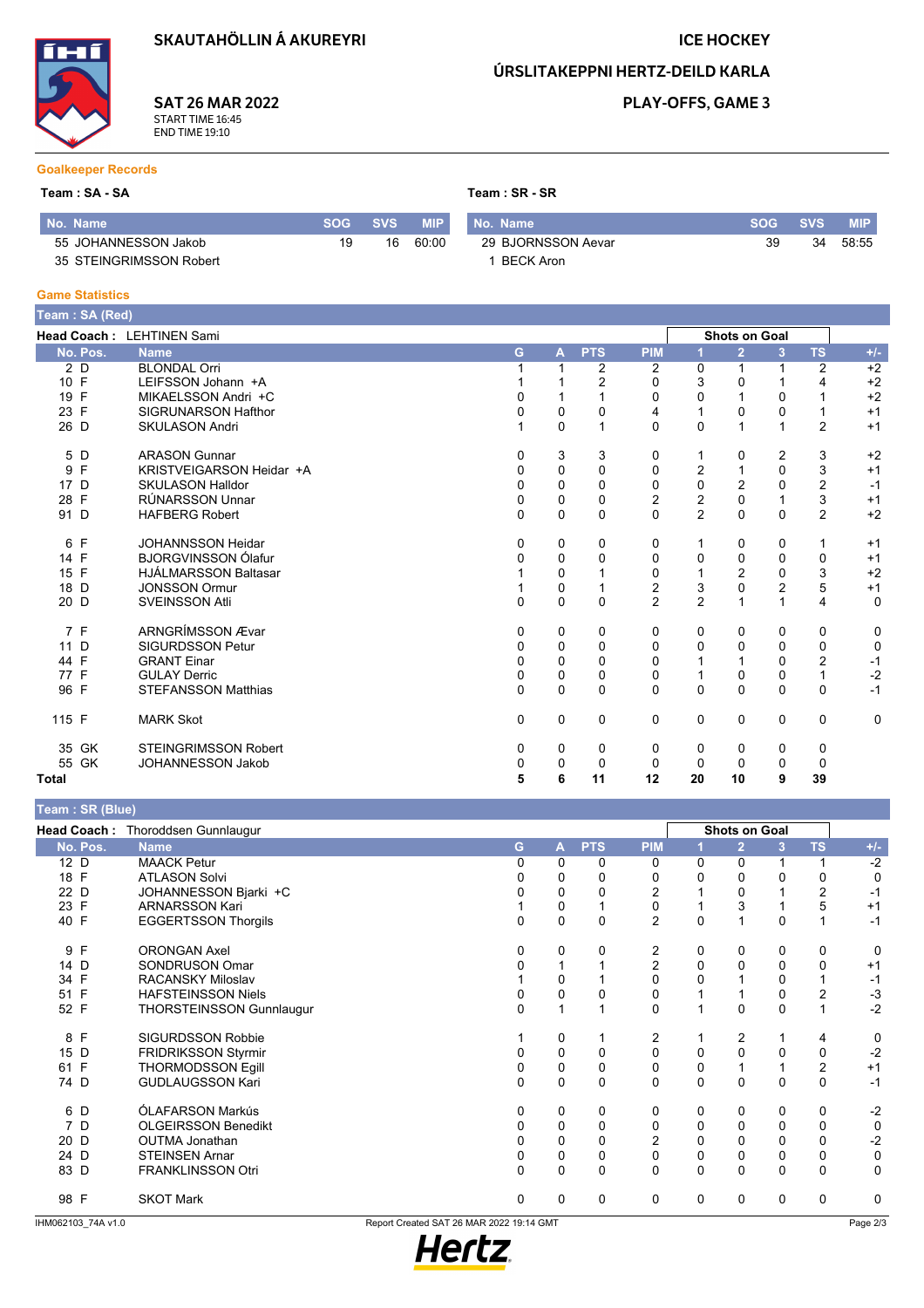SKAUTAHÖLLIN Á AKUREYRI

**SAT 26 MAR 2022**
START TIME 16:45
END TIME 19:10

ICE HOCKEY

ÚRSLITAKEPPNI HERTZ-DEILD KARLA

PLAY-OFFS, GAME 3

## Goalkeeper Records

**Team : SA - SA**

| No. Name | SOG | SVS | MIP |
|---|---|---|---|
| 55 JOHANNESSON Jakob | 19 | 16 | 60:00 |
| 35 STEINGRIMSSON Robert | | | |

**Team : SR - SR**

| No. Name | SOG | SVS | MIP |
|---|---|---|---|
| 29 BJORNSSON Aevar | 39 | 34 | 58:55 |
| 1 BECK Aron | | | |

## Game Statistics

### Team : SA (Red)

**Head Coach :** LEHTINEN Sami

| No. | Pos. | Name | G | A | PTS | PIM | Shots on Goal 1 | 2 | 3 | TS | +/- |
|---|---|---|---|---|---|---|---|---|---|---|---|
| 2 | D | BLONDAL Orri | 1 | 1 | 2 | 2 | 0 | 1 | 1 | 2 | +2 |
| 10 | F | LEIFSSON Johann +A | 1 | 1 | 2 | 0 | 3 | 0 | 1 | 4 | +2 |
| 19 | F | MIKAELSSON Andri +C | 0 | 1 | 1 | 0 | 0 | 1 | 0 | 1 | +2 |
| 23 | F | SIGRUNARSON Hafthor | 0 | 0 | 0 | 4 | 1 | 0 | 0 | 1 | +1 |
| 26 | D | SKULASON Andri | 1 | 0 | 1 | 0 | 0 | 1 | 1 | 2 | +1 |
| 5 | D | ARASON Gunnar | 0 | 3 | 3 | 0 | 1 | 0 | 2 | 3 | +2 |
| 9 | F | KRISTVEIGARSON Heidar +A | 0 | 0 | 0 | 0 | 2 | 1 | 0 | 3 | +1 |
| 17 | D | SKULASON Halldor | 0 | 0 | 0 | 0 | 0 | 2 | 0 | 2 | -1 |
| 28 | F | RÚNARSSON Unnar | 0 | 0 | 0 | 2 | 2 | 0 | 1 | 3 | +1 |
| 91 | D | HAFBERG Robert | 0 | 0 | 0 | 0 | 2 | 0 | 0 | 2 | +2 |
| 6 | F | JOHANNSSON Heidar | 0 | 0 | 0 | 0 | 1 | 0 | 0 | 1 | +1 |
| 14 | F | BJORGVINSSON Ólafur | 0 | 0 | 0 | 0 | 0 | 0 | 0 | 0 | +1 |
| 15 | F | HJÁLMARSSON Baltasar | 1 | 0 | 1 | 0 | 1 | 2 | 0 | 3 | +2 |
| 18 | D | JONSSON Ormur | 1 | 0 | 1 | 2 | 3 | 0 | 2 | 5 | +1 |
| 20 | D | SVEINSSON Atli | 0 | 0 | 0 | 2 | 2 | 1 | 1 | 4 | 0 |
| 7 | F | ARNGRÍMSSON Ævar | 0 | 0 | 0 | 0 | 0 | 0 | 0 | 0 | 0 |
| 11 | D | SIGURDSSON Petur | 0 | 0 | 0 | 0 | 0 | 0 | 0 | 0 | 0 |
| 44 | F | GRANT Einar | 0 | 0 | 0 | 0 | 1 | 1 | 0 | 2 | -1 |
| 77 | F | GULAY Derric | 0 | 0 | 0 | 0 | 1 | 0 | 0 | 1 | -2 |
| 96 | F | STEFANSSON Matthias | 0 | 0 | 0 | 0 | 0 | 0 | 0 | 0 | -1 |
| 115 | F | MARK Skot | 0 | 0 | 0 | 0 | 0 | 0 | 0 | 0 | 0 |
| 35 | GK | STEINGRIMSSON Robert | 0 | 0 | 0 | 0 | 0 | 0 | 0 | 0 | |
| 55 | GK | JOHANNESSON Jakob | 0 | 0 | 0 | 0 | 0 | 0 | 0 | 0 | |
| **Total** | | | **5** | **6** | **11** | **12** | **20** | **10** | **9** | **39** | |

### Team : SR (Blue)

**Head Coach :** Thoroddsen Gunnlaugur

| No. | Pos. | Name | G | A | PTS | PIM | Shots on Goal 1 | 2 | 3 | TS | +/- |
|---|---|---|---|---|---|---|---|---|---|---|---|
| 12 | D | MAACK Petur | 0 | 0 | 0 | 0 | 0 | 0 | 1 | 1 | -2 |
| 18 | F | ATLASON Solvi | 0 | 0 | 0 | 0 | 0 | 0 | 0 | 0 | 0 |
| 22 | D | JOHANNESSON Bjarki +C | 0 | 0 | 0 | 2 | 1 | 0 | 1 | 2 | -1 |
| 23 | F | ARNARSSON Kari | 1 | 0 | 1 | 0 | 1 | 3 | 1 | 5 | +1 |
| 40 | F | EGGERTSSON Thorgils | 0 | 0 | 0 | 2 | 0 | 1 | 0 | 1 | -1 |
| 9 | F | ORONGAN Axel | 0 | 0 | 0 | 2 | 0 | 0 | 0 | 0 | 0 |
| 14 | D | SONDRUSON Omar | 0 | 1 | 1 | 2 | 0 | 0 | 0 | 0 | +1 |
| 34 | F | RACANSKY Miloslav | 1 | 0 | 1 | 0 | 0 | 1 | 0 | 1 | -1 |
| 51 | F | HAFSTEINSSON Niels | 0 | 0 | 0 | 0 | 1 | 1 | 0 | 2 | -3 |
| 52 | F | THORSTEINSSON Gunnlaugur | 0 | 1 | 1 | 0 | 1 | 0 | 0 | 1 | -2 |
| 8 | F | SIGURDSSON Robbie | 1 | 0 | 1 | 2 | 1 | 2 | 1 | 4 | 0 |
| 15 | D | FRIDRIKSSON Styrmir | 0 | 0 | 0 | 0 | 0 | 0 | 0 | 0 | -2 |
| 61 | F | THORMODSSON Egill | 0 | 0 | 0 | 0 | 0 | 1 | 1 | 2 | +1 |
| 74 | D | GUDLAUGSSON Kari | 0 | 0 | 0 | 0 | 0 | 0 | 0 | 0 | -1 |
| 6 | D | ÓLAFARSON Markús | 0 | 0 | 0 | 0 | 0 | 0 | 0 | 0 | -2 |
| 7 | D | OLGEIRSSON Benedikt | 0 | 0 | 0 | 0 | 0 | 0 | 0 | 0 | 0 |
| 20 | D | OUTMA Jonathan | 0 | 0 | 0 | 2 | 0 | 0 | 0 | 0 | -2 |
| 24 | D | STEINSEN Arnar | 0 | 0 | 0 | 0 | 0 | 0 | 0 | 0 | 0 |
| 83 | D | FRANKLINSSON Otri | 0 | 0 | 0 | 0 | 0 | 0 | 0 | 0 | 0 |
| 98 | F | SKOT Mark | 0 | 0 | 0 | 0 | 0 | 0 | 0 | 0 | 0 |

IHM062103_74A v1.0 Report Created SAT 26 MAR 2022 19:14 GMT

Hertz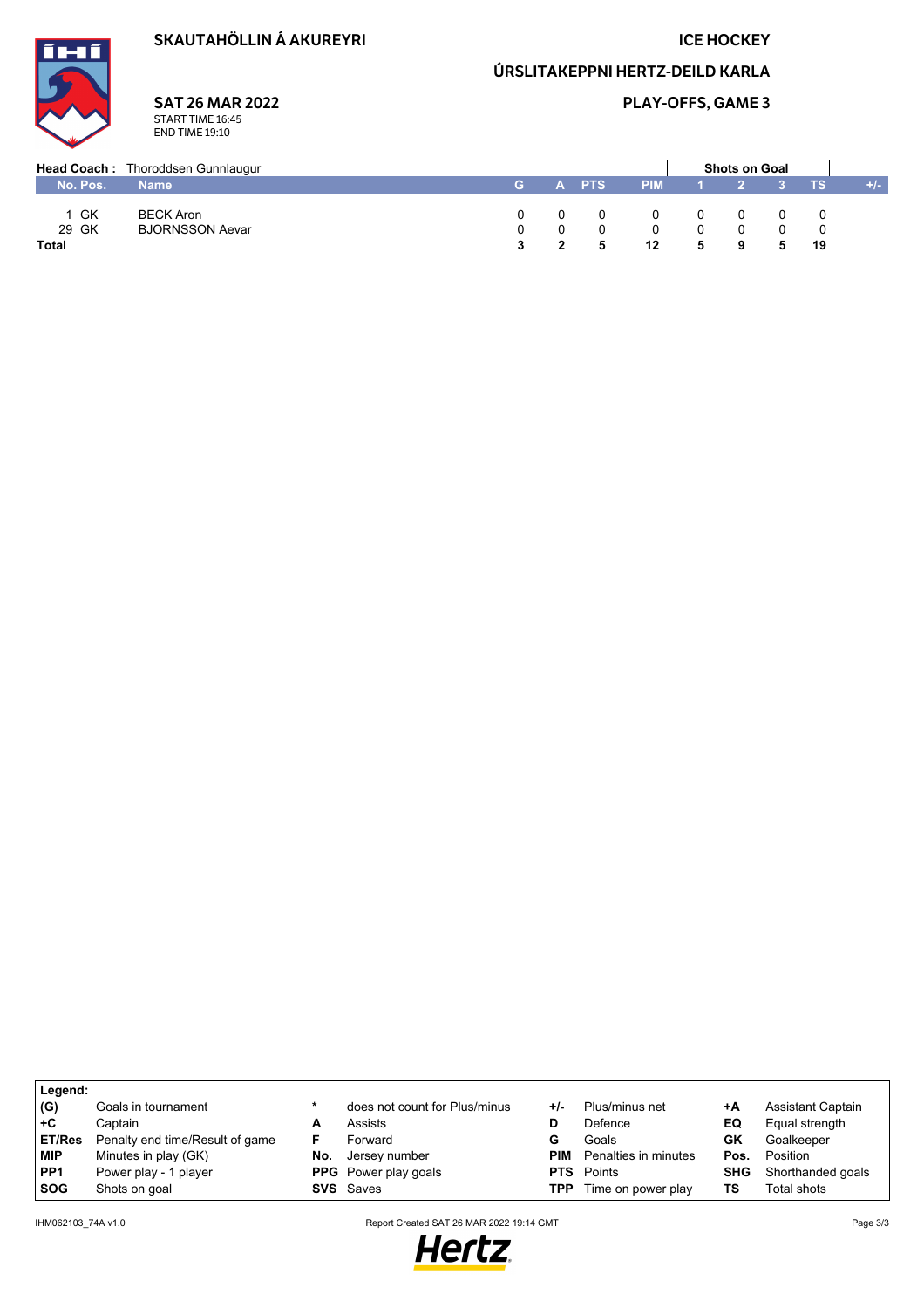**SKAUTAHÖLLIN Á AKUREYRI**

**ICE HOCKEY**

**ÚRSLITAKEPPNI HERTZ-DEILD KARLA**

**SAT 26 MAR 2022**
START TIME 16:45
END TIME 19:10

**PLAY-OFFS, GAME 3**

**Head Coach :** Thoroddsen Gunnlaugur

| No. | Pos. | Name | G | A | PTS | PIM | Shots on Goal 1 | 2 | 3 | TS | +/- |
|---|---|---|---|---|---|---|---|---|---|---|---|
| 1 | GK | BECK Aron | 0 | 0 | 0 | 0 | 0 | 0 | 0 | 0 | |
| 29 | GK | BJORNSSON Aevar | 0 | 0 | 0 | 0 | 0 | 0 | 0 | 0 | |
| **Total** | | | **3** | **2** | **5** | **12** | **5** | **9** | **5** | **19** | |

**Legend:**

| | | | | | | | |
|---|---|---|---|---|---|---|---|
| **(G)** | Goals in tournament | ***** | does not count for Plus/minus | **+/-** | Plus/minus net | **+A** | Assistant Captain |
| **+C** | Captain | **A** | Assists | **D** | Defence | **EQ** | Equal strength |
| **ET/Res** | Penalty end time/Result of game | **F** | Forward | **G** | Goals | **GK** | Goalkeeper |
| **MIP** | Minutes in play (GK) | **No.** | Jersey number | **PIM** | Penalties in minutes | **Pos.** | Position |
| **PP1** | Power play - 1 player | **PPG** | Power play goals | **PTS** | Points | **SHG** | Shorthanded goals |
| **SOG** | Shots on goal | **SVS** | Saves | **TPP** | Time on power play | **TS** | Total shots |

IHM062103_74A v1.0 — Report Created SAT 26 MAR 2022 19:14 GMT

Hertz